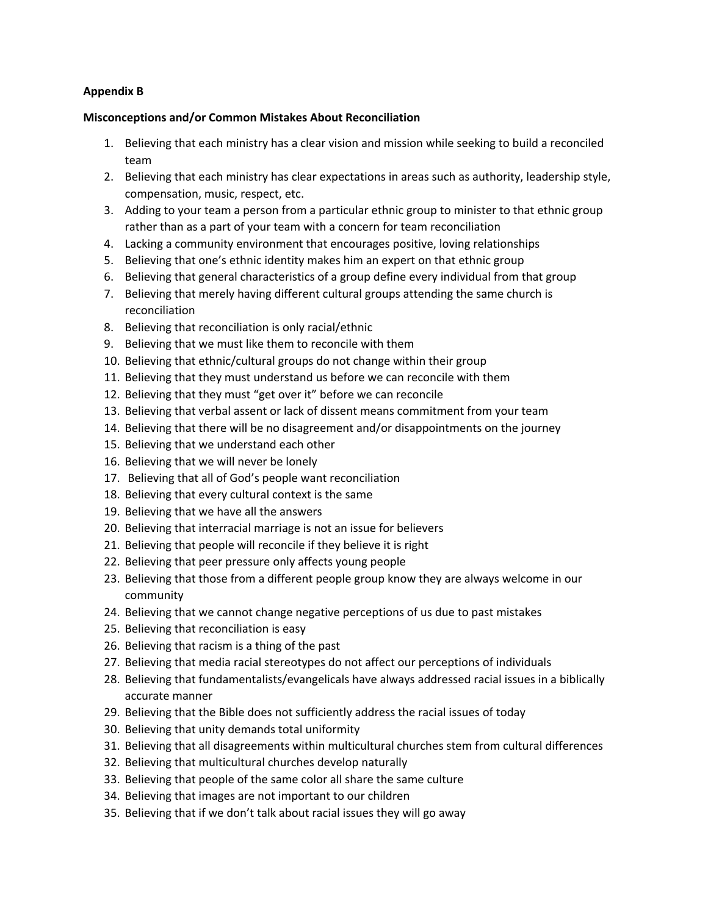**Appendix B**

**Misconceptions and/or Common Mistakes About Reconciliation**

1. Believing that each ministry has a clear vision and mission while seeking to build a reconciled team
2. Believing that each ministry has clear expectations in areas such as authority, leadership style, compensation, music, respect, etc.
3. Adding to your team a person from a particular ethnic group to minister to that ethnic group rather than as a part of your team with a concern for team reconciliation
4. Lacking a community environment that encourages positive, loving relationships
5. Believing that one's ethnic identity makes him an expert on that ethnic group
6. Believing that general characteristics of a group define every individual from that group
7. Believing that merely having different cultural groups attending the same church is reconciliation
8. Believing that reconciliation is only racial/ethnic
9. Believing that we must like them to reconcile with them
10. Believing that ethnic/cultural groups do not change within their group
11. Believing that they must understand us before we can reconcile with them
12. Believing that they must "get over it" before we can reconcile
13. Believing that verbal assent or lack of dissent means commitment from your team
14. Believing that there will be no disagreement and/or disappointments on the journey
15. Believing that we understand each other
16. Believing that we will never be lonely
17. Believing that all of God's people want reconciliation
18. Believing that every cultural context is the same
19. Believing that we have all the answers
20. Believing that interracial marriage is not an issue for believers
21. Believing that people will reconcile if they believe it is right
22. Believing that peer pressure only affects young people
23. Believing that those from a different people group know they are always welcome in our community
24. Believing that we cannot change negative perceptions of us due to past mistakes
25. Believing that reconciliation is easy
26. Believing that racism is a thing of the past
27. Believing that media racial stereotypes do not affect our perceptions of individuals
28. Believing that fundamentalists/evangelicals have always addressed racial issues in a biblically accurate manner
29. Believing that the Bible does not sufficiently address the racial issues of today
30. Believing that unity demands total uniformity
31. Believing that all disagreements within multicultural churches stem from cultural differences
32. Believing that multicultural churches develop naturally
33. Believing that people of the same color all share the same culture
34. Believing that images are not important to our children
35. Believing that if we don't talk about racial issues they will go away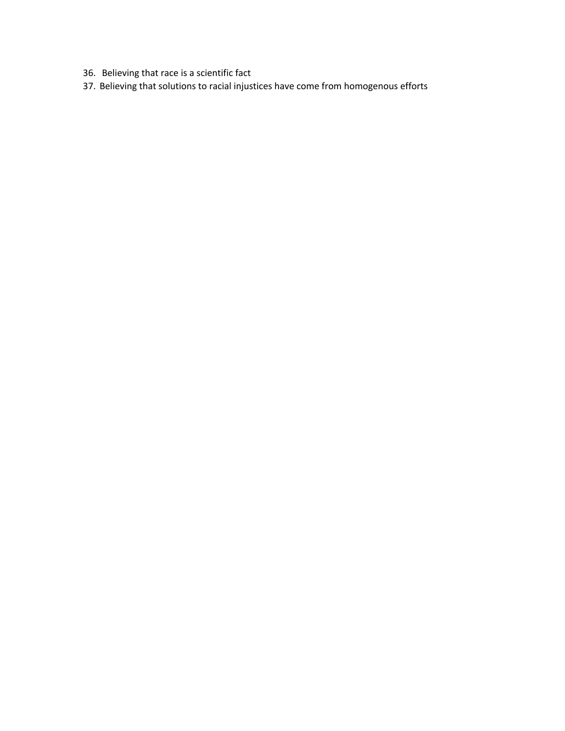36. Believing that race is a scientific fact
37. Believing that solutions to racial injustices have come from homogenous efforts